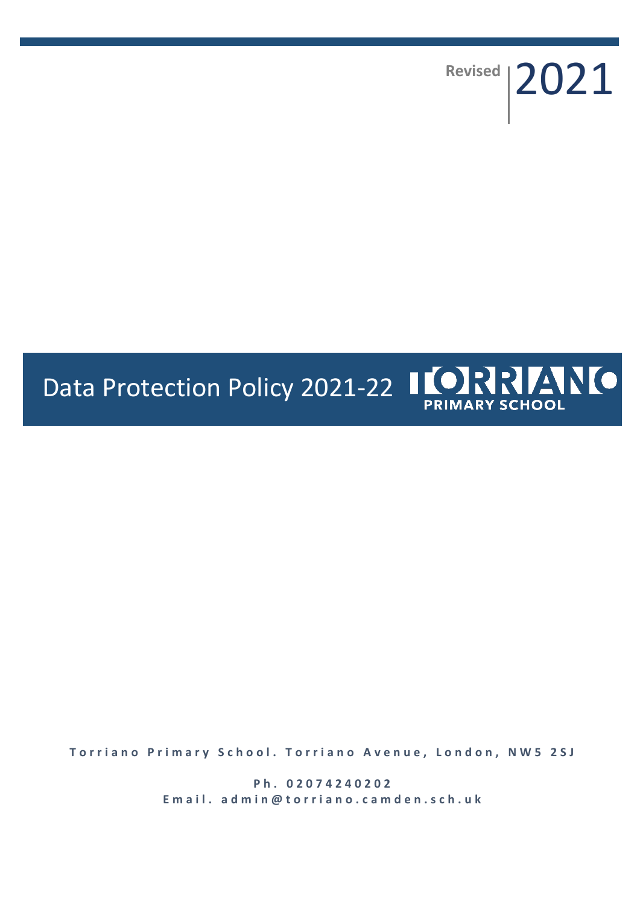Revised 2021

# Data Protection Policy 2021-22

TORRIANO PRIMARY SCHOOL

Torriano Primary School. Torriano Avenue, London, NW5 2SJ

Ph. 02074240202

Email. admin@torriano.camden.sch.uk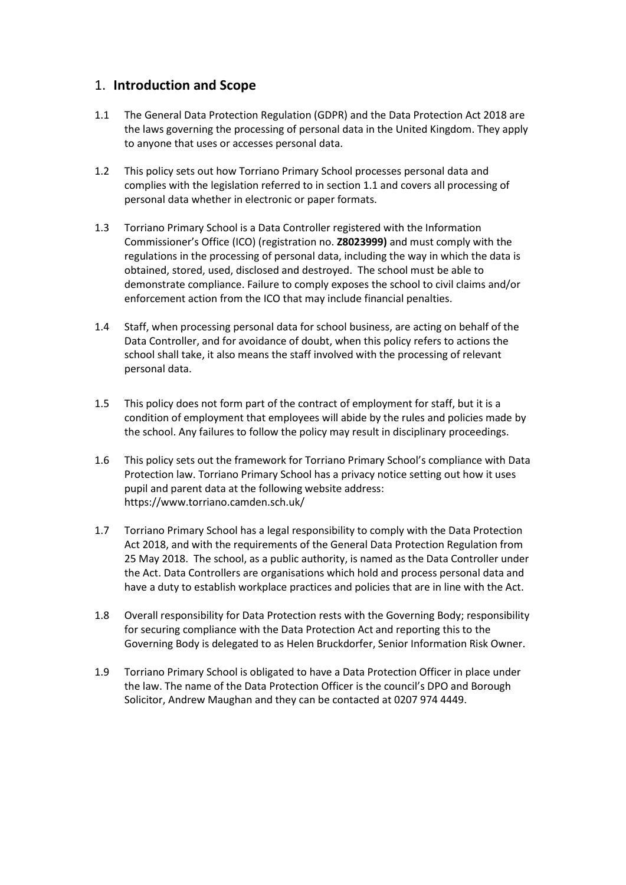## 1. **Introduction and Scope**

1.1 The General Data Protection Regulation (GDPR) and the Data Protection Act 2018 are the laws governing the processing of personal data in the United Kingdom. They apply to anyone that uses or accesses personal data.

1.2 This policy sets out how Torriano Primary School processes personal data and complies with the legislation referred to in section 1.1 and covers all processing of personal data whether in electronic or paper formats.

1.3 Torriano Primary School is a Data Controller registered with the Information Commissioner's Office (ICO) (registration no. **Z8023999)** and must comply with the regulations in the processing of personal data, including the way in which the data is obtained, stored, used, disclosed and destroyed. The school must be able to demonstrate compliance. Failure to comply exposes the school to civil claims and/or enforcement action from the ICO that may include financial penalties.

1.4 Staff, when processing personal data for school business, are acting on behalf of the Data Controller, and for avoidance of doubt, when this policy refers to actions the school shall take, it also means the staff involved with the processing of relevant personal data.

1.5 This policy does not form part of the contract of employment for staff, but it is a condition of employment that employees will abide by the rules and policies made by the school. Any failures to follow the policy may result in disciplinary proceedings.

1.6 This policy sets out the framework for Torriano Primary School's compliance with Data Protection law. Torriano Primary School has a privacy notice setting out how it uses pupil and parent data at the following website address: https://www.torriano.camden.sch.uk/

1.7 Torriano Primary School has a legal responsibility to comply with the Data Protection Act 2018, and with the requirements of the General Data Protection Regulation from 25 May 2018. The school, as a public authority, is named as the Data Controller under the Act. Data Controllers are organisations which hold and process personal data and have a duty to establish workplace practices and policies that are in line with the Act.

1.8 Overall responsibility for Data Protection rests with the Governing Body; responsibility for securing compliance with the Data Protection Act and reporting this to the Governing Body is delegated to as Helen Bruckdorfer, Senior Information Risk Owner.

1.9 Torriano Primary School is obligated to have a Data Protection Officer in place under the law. The name of the Data Protection Officer is the council's DPO and Borough Solicitor, Andrew Maughan and they can be contacted at 0207 974 4449.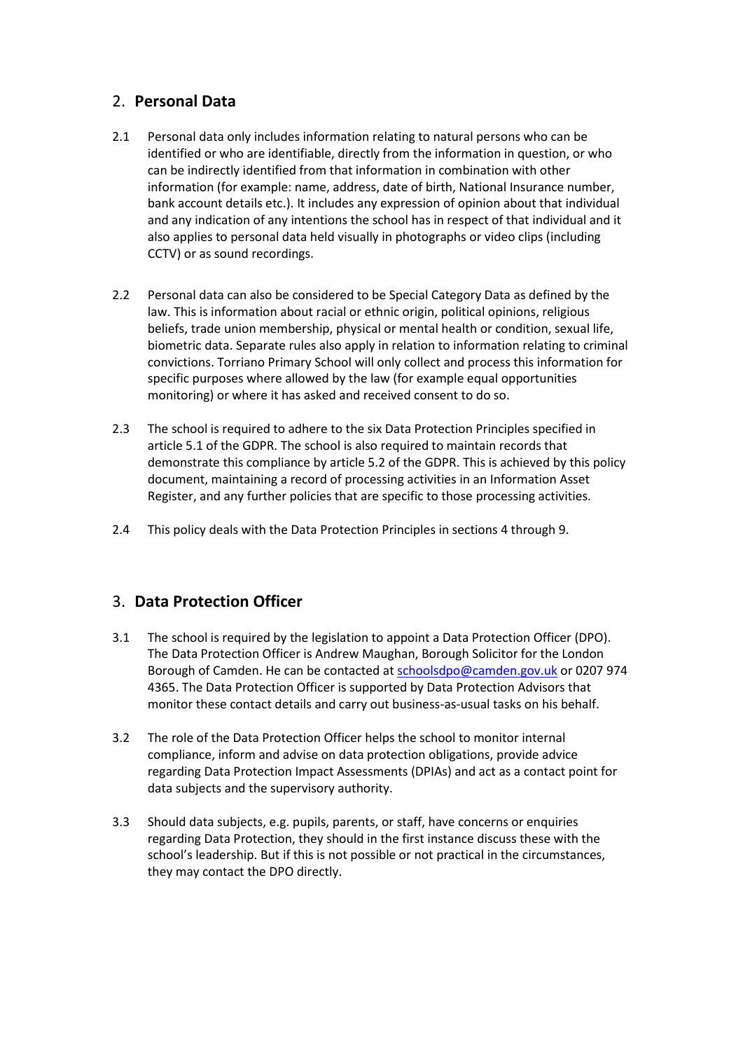## 2. **Personal Data**

2.1 Personal data only includes information relating to natural persons who can be identified or who are identifiable, directly from the information in question, or who can be indirectly identified from that information in combination with other information (for example: name, address, date of birth, National Insurance number, bank account details etc.). It includes any expression of opinion about that individual and any indication of any intentions the school has in respect of that individual and it also applies to personal data held visually in photographs or video clips (including CCTV) or as sound recordings.

2.2 Personal data can also be considered to be Special Category Data as defined by the law. This is information about racial or ethnic origin, political opinions, religious beliefs, trade union membership, physical or mental health or condition, sexual life, biometric data. Separate rules also apply in relation to information relating to criminal convictions. Torriano Primary School will only collect and process this information for specific purposes where allowed by the law (for example equal opportunities monitoring) or where it has asked and received consent to do so.

2.3 The school is required to adhere to the six Data Protection Principles specified in article 5.1 of the GDPR. The school is also required to maintain records that demonstrate this compliance by article 5.2 of the GDPR. This is achieved by this policy document, maintaining a record of processing activities in an Information Asset Register, and any further policies that are specific to those processing activities.

2.4 This policy deals with the Data Protection Principles in sections 4 through 9.

## 3. **Data Protection Officer**

3.1 The school is required by the legislation to appoint a Data Protection Officer (DPO). The Data Protection Officer is Andrew Maughan, Borough Solicitor for the London Borough of Camden. He can be contacted at [schoolsdpo@camden.gov.uk](mailto:schoolsdpo@camden.gov.uk) or 0207 974 4365. The Data Protection Officer is supported by Data Protection Advisors that monitor these contact details and carry out business-as-usual tasks on his behalf.

3.2 The role of the Data Protection Officer helps the school to monitor internal compliance, inform and advise on data protection obligations, provide advice regarding Data Protection Impact Assessments (DPIAs) and act as a contact point for data subjects and the supervisory authority.

3.3 Should data subjects, e.g. pupils, parents, or staff, have concerns or enquiries regarding Data Protection, they should in the first instance discuss these with the school's leadership. But if this is not possible or not practical in the circumstances, they may contact the DPO directly.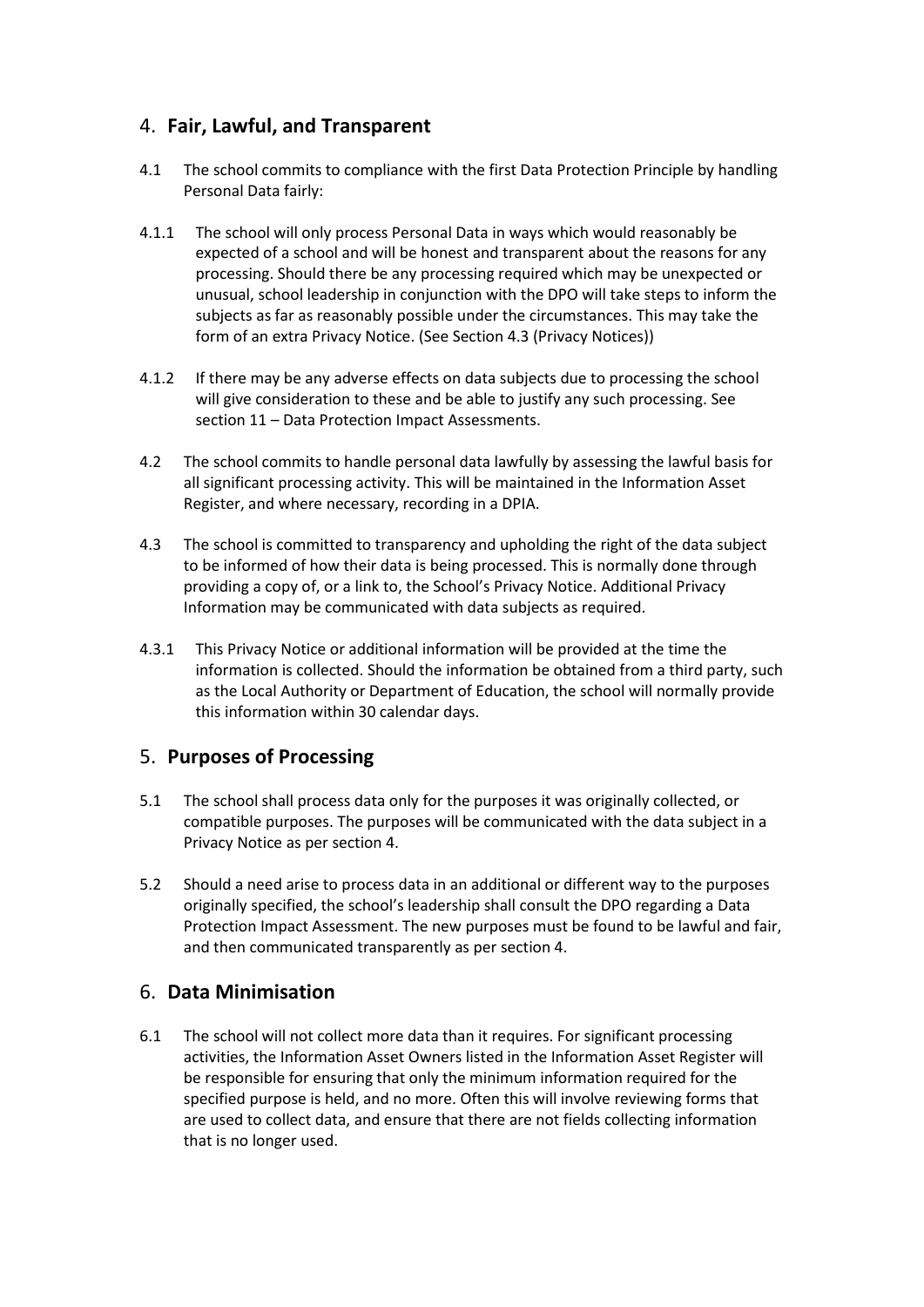## 4. **Fair, Lawful, and Transparent**

4.1 The school commits to compliance with the first Data Protection Principle by handling Personal Data fairly:

4.1.1 The school will only process Personal Data in ways which would reasonably be expected of a school and will be honest and transparent about the reasons for any processing. Should there be any processing required which may be unexpected or unusual, school leadership in conjunction with the DPO will take steps to inform the subjects as far as reasonably possible under the circumstances. This may take the form of an extra Privacy Notice. (See Section 4.3 (Privacy Notices))

4.1.2 If there may be any adverse effects on data subjects due to processing the school will give consideration to these and be able to justify any such processing. See section 11 – Data Protection Impact Assessments.

4.2 The school commits to handle personal data lawfully by assessing the lawful basis for all significant processing activity. This will be maintained in the Information Asset Register, and where necessary, recording in a DPIA.

4.3 The school is committed to transparency and upholding the right of the data subject to be informed of how their data is being processed. This is normally done through providing a copy of, or a link to, the School's Privacy Notice. Additional Privacy Information may be communicated with data subjects as required.

4.3.1 This Privacy Notice or additional information will be provided at the time the information is collected. Should the information be obtained from a third party, such as the Local Authority or Department of Education, the school will normally provide this information within 30 calendar days.

## 5. **Purposes of Processing**

5.1 The school shall process data only for the purposes it was originally collected, or compatible purposes. The purposes will be communicated with the data subject in a Privacy Notice as per section 4.

5.2 Should a need arise to process data in an additional or different way to the purposes originally specified, the school's leadership shall consult the DPO regarding a Data Protection Impact Assessment. The new purposes must be found to be lawful and fair, and then communicated transparently as per section 4.

## 6. **Data Minimisation**

6.1 The school will not collect more data than it requires. For significant processing activities, the Information Asset Owners listed in the Information Asset Register will be responsible for ensuring that only the minimum information required for the specified purpose is held, and no more. Often this will involve reviewing forms that are used to collect data, and ensure that there are not fields collecting information that is no longer used.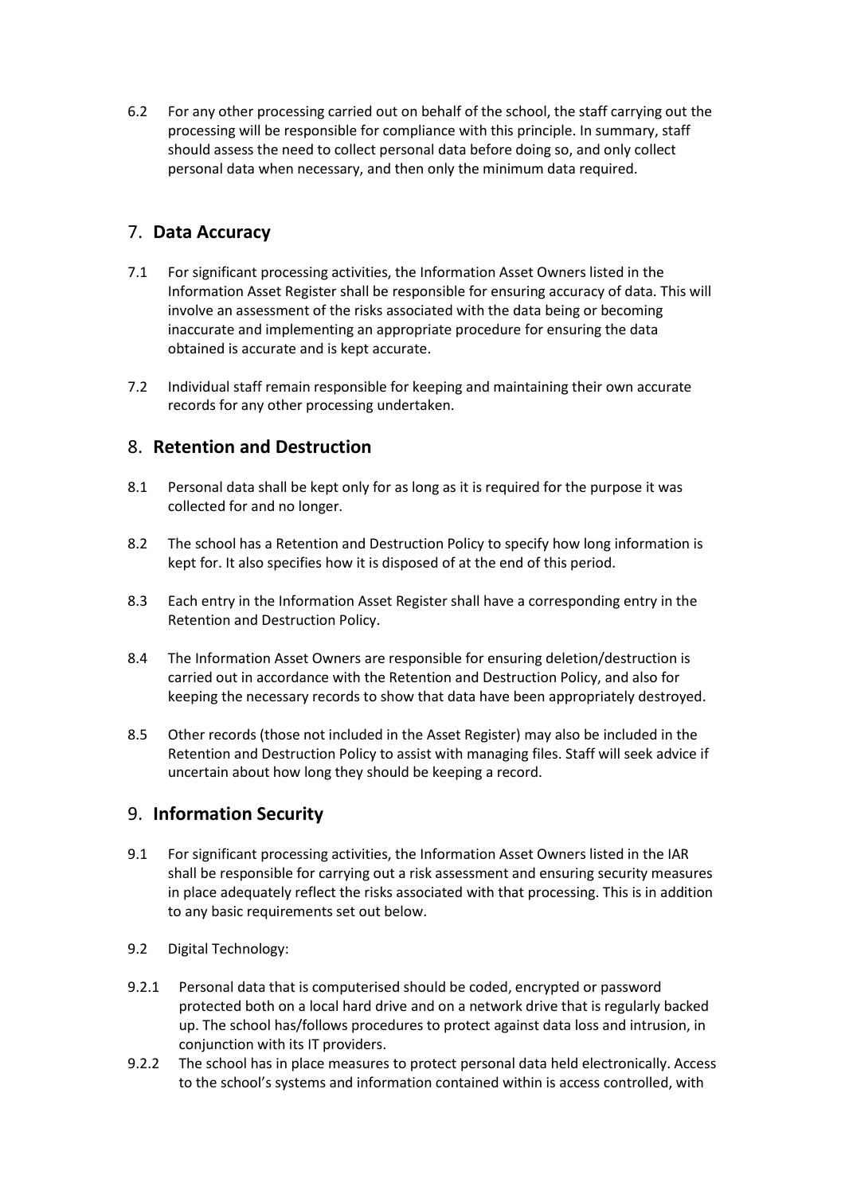6.2 For any other processing carried out on behalf of the school, the staff carrying out the processing will be responsible for compliance with this principle. In summary, staff should assess the need to collect personal data before doing so, and only collect personal data when necessary, and then only the minimum data required.

## 7. **Data Accuracy**

7.1 For significant processing activities, the Information Asset Owners listed in the Information Asset Register shall be responsible for ensuring accuracy of data. This will involve an assessment of the risks associated with the data being or becoming inaccurate and implementing an appropriate procedure for ensuring the data obtained is accurate and is kept accurate.

7.2 Individual staff remain responsible for keeping and maintaining their own accurate records for any other processing undertaken.

## 8. **Retention and Destruction**

8.1 Personal data shall be kept only for as long as it is required for the purpose it was collected for and no longer.

8.2 The school has a Retention and Destruction Policy to specify how long information is kept for. It also specifies how it is disposed of at the end of this period.

8.3 Each entry in the Information Asset Register shall have a corresponding entry in the Retention and Destruction Policy.

8.4 The Information Asset Owners are responsible for ensuring deletion/destruction is carried out in accordance with the Retention and Destruction Policy, and also for keeping the necessary records to show that data have been appropriately destroyed.

8.5 Other records (those not included in the Asset Register) may also be included in the Retention and Destruction Policy to assist with managing files. Staff will seek advice if uncertain about how long they should be keeping a record.

## 9. **Information Security**

9.1 For significant processing activities, the Information Asset Owners listed in the IAR shall be responsible for carrying out a risk assessment and ensuring security measures in place adequately reflect the risks associated with that processing. This is in addition to any basic requirements set out below.

9.2 Digital Technology:

9.2.1 Personal data that is computerised should be coded, encrypted or password protected both on a local hard drive and on a network drive that is regularly backed up. The school has/follows procedures to protect against data loss and intrusion, in conjunction with its IT providers.

9.2.2 The school has in place measures to protect personal data held electronically. Access to the school's systems and information contained within is access controlled, with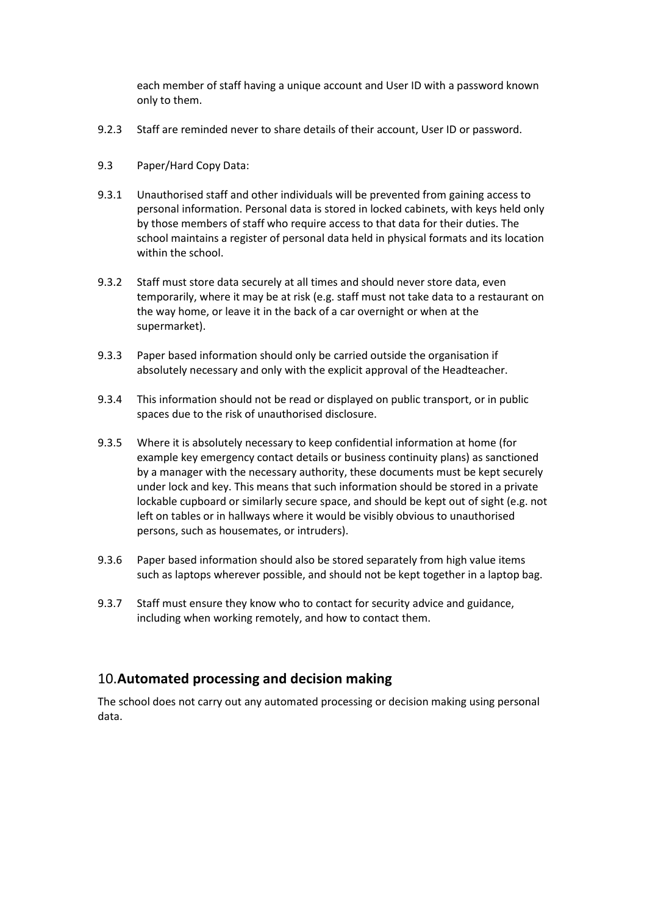each member of staff having a unique account and User ID with a password known only to them.

9.2.3 Staff are reminded never to share details of their account, User ID or password.

9.3 Paper/Hard Copy Data:

9.3.1 Unauthorised staff and other individuals will be prevented from gaining access to personal information. Personal data is stored in locked cabinets, with keys held only by those members of staff who require access to that data for their duties. The school maintains a register of personal data held in physical formats and its location within the school.

9.3.2 Staff must store data securely at all times and should never store data, even temporarily, where it may be at risk (e.g. staff must not take data to a restaurant on the way home, or leave it in the back of a car overnight or when at the supermarket).

9.3.3 Paper based information should only be carried outside the organisation if absolutely necessary and only with the explicit approval of the Headteacher.

9.3.4 This information should not be read or displayed on public transport, or in public spaces due to the risk of unauthorised disclosure.

9.3.5 Where it is absolutely necessary to keep confidential information at home (for example key emergency contact details or business continuity plans) as sanctioned by a manager with the necessary authority, these documents must be kept securely under lock and key. This means that such information should be stored in a private lockable cupboard or similarly secure space, and should be kept out of sight (e.g. not left on tables or in hallways where it would be visibly obvious to unauthorised persons, such as housemates, or intruders).

9.3.6 Paper based information should also be stored separately from high value items such as laptops wherever possible, and should not be kept together in a laptop bag.

9.3.7 Staff must ensure they know who to contact for security advice and guidance, including when working remotely, and how to contact them.

## 10. **Automated processing and decision making**

The school does not carry out any automated processing or decision making using personal data.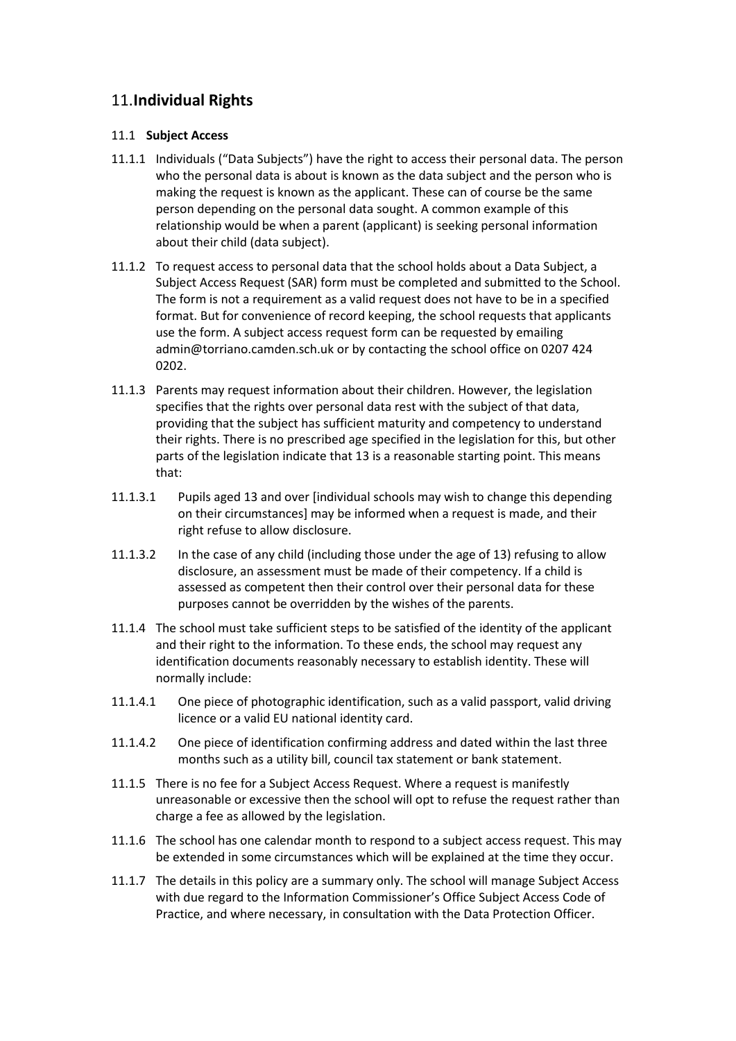## 11. **Individual Rights**

### 11.1 **Subject Access**

11.1.1 Individuals ("Data Subjects") have the right to access their personal data. The person who the personal data is about is known as the data subject and the person who is making the request is known as the applicant. These can of course be the same person depending on the personal data sought. A common example of this relationship would be when a parent (applicant) is seeking personal information about their child (data subject).

11.1.2 To request access to personal data that the school holds about a Data Subject, a Subject Access Request (SAR) form must be completed and submitted to the School. The form is not a requirement as a valid request does not have to be in a specified format. But for convenience of record keeping, the school requests that applicants use the form. A subject access request form can be requested by emailing admin@torriano.camden.sch.uk or by contacting the school office on 0207 424 0202.

11.1.3 Parents may request information about their children. However, the legislation specifies that the rights over personal data rest with the subject of that data, providing that the subject has sufficient maturity and competency to understand their rights. There is no prescribed age specified in the legislation for this, but other parts of the legislation indicate that 13 is a reasonable starting point. This means that:

11.1.3.1 Pupils aged 13 and over [individual schools may wish to change this depending on their circumstances] may be informed when a request is made, and their right refuse to allow disclosure.

11.1.3.2 In the case of any child (including those under the age of 13) refusing to allow disclosure, an assessment must be made of their competency. If a child is assessed as competent then their control over their personal data for these purposes cannot be overridden by the wishes of the parents.

11.1.4 The school must take sufficient steps to be satisfied of the identity of the applicant and their right to the information. To these ends, the school may request any identification documents reasonably necessary to establish identity. These will normally include:

11.1.4.1 One piece of photographic identification, such as a valid passport, valid driving licence or a valid EU national identity card.

11.1.4.2 One piece of identification confirming address and dated within the last three months such as a utility bill, council tax statement or bank statement.

11.1.5 There is no fee for a Subject Access Request. Where a request is manifestly unreasonable or excessive then the school will opt to refuse the request rather than charge a fee as allowed by the legislation.

11.1.6 The school has one calendar month to respond to a subject access request. This may be extended in some circumstances which will be explained at the time they occur.

11.1.7 The details in this policy are a summary only. The school will manage Subject Access with due regard to the Information Commissioner's Office Subject Access Code of Practice, and where necessary, in consultation with the Data Protection Officer.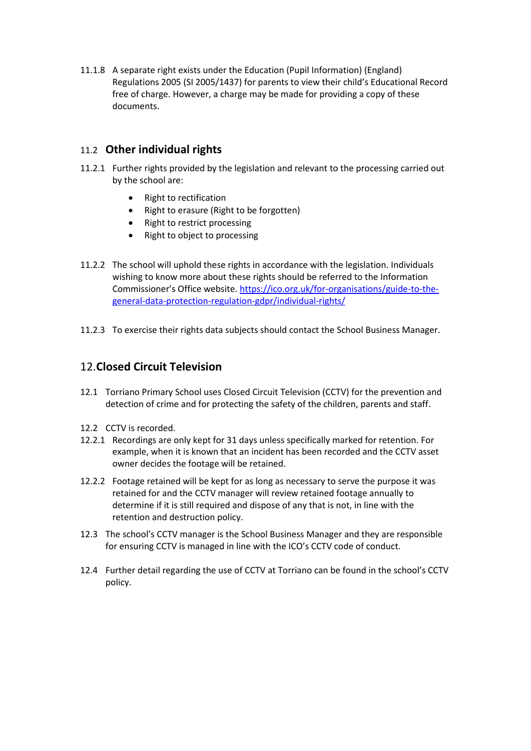11.1.8 A separate right exists under the Education (Pupil Information) (England) Regulations 2005 (SI 2005/1437) for parents to view their child's Educational Record free of charge. However, a charge may be made for providing a copy of these documents.

## 11.2 Other individual rights

11.2.1 Further rights provided by the legislation and relevant to the processing carried out by the school are:

- Right to rectification
- Right to erasure (Right to be forgotten)
- Right to restrict processing
- Right to object to processing

11.2.2 The school will uphold these rights in accordance with the legislation. Individuals wishing to know more about these rights should be referred to the Information Commissioner's Office website. [https://ico.org.uk/for-organisations/guide-to-the-general-data-protection-regulation-gdpr/individual-rights/](https://ico.org.uk/for-organisations/guide-to-the-general-data-protection-regulation-gdpr/individual-rights/)

11.2.3 To exercise their rights data subjects should contact the School Business Manager.

## 12. Closed Circuit Television

12.1 Torriano Primary School uses Closed Circuit Television (CCTV) for the prevention and detection of crime and for protecting the safety of the children, parents and staff.

12.2 CCTV is recorded.

12.2.1 Recordings are only kept for 31 days unless specifically marked for retention. For example, when it is known that an incident has been recorded and the CCTV asset owner decides the footage will be retained.

12.2.2 Footage retained will be kept for as long as necessary to serve the purpose it was retained for and the CCTV manager will review retained footage annually to determine if it is still required and dispose of any that is not, in line with the retention and destruction policy.

12.3 The school's CCTV manager is the School Business Manager and they are responsible for ensuring CCTV is managed in line with the ICO's CCTV code of conduct.

12.4 Further detail regarding the use of CCTV at Torriano can be found in the school's CCTV policy.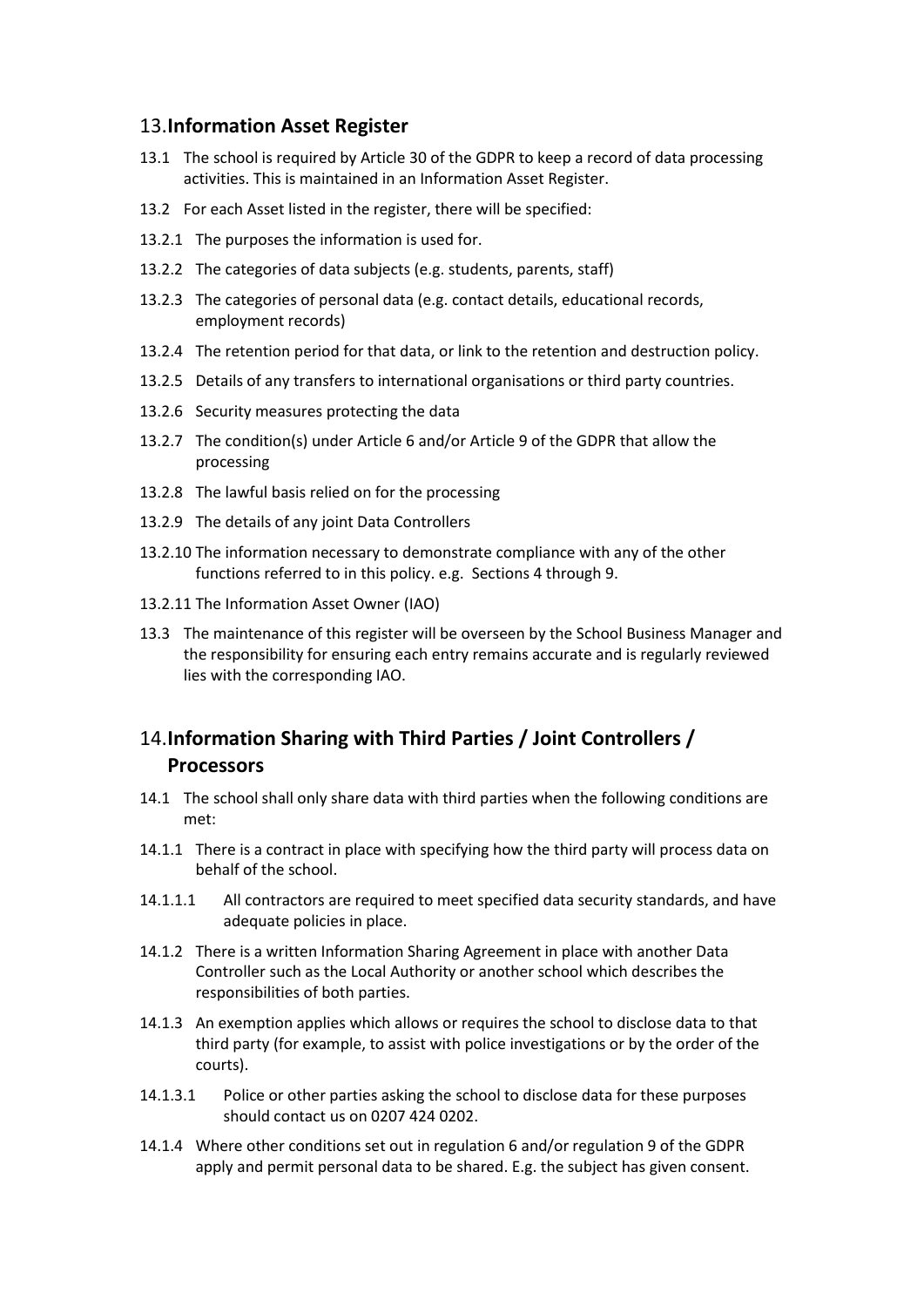## 13. Information Asset Register

13.1 The school is required by Article 30 of the GDPR to keep a record of data processing activities. This is maintained in an Information Asset Register.

13.2 For each Asset listed in the register, there will be specified:

13.2.1 The purposes the information is used for.

13.2.2 The categories of data subjects (e.g. students, parents, staff)

13.2.3 The categories of personal data (e.g. contact details, educational records, employment records)

13.2.4 The retention period for that data, or link to the retention and destruction policy.

13.2.5 Details of any transfers to international organisations or third party countries.

13.2.6 Security measures protecting the data

13.2.7 The condition(s) under Article 6 and/or Article 9 of the GDPR that allow the processing

13.2.8 The lawful basis relied on for the processing

13.2.9 The details of any joint Data Controllers

13.2.10 The information necessary to demonstrate compliance with any of the other functions referred to in this policy. e.g. Sections 4 through 9.

13.2.11 The Information Asset Owner (IAO)

13.3 The maintenance of this register will be overseen by the School Business Manager and the responsibility for ensuring each entry remains accurate and is regularly reviewed lies with the corresponding IAO.

## 14. Information Sharing with Third Parties / Joint Controllers / Processors

14.1 The school shall only share data with third parties when the following conditions are met:

14.1.1 There is a contract in place with specifying how the third party will process data on behalf of the school.

14.1.1.1 All contractors are required to meet specified data security standards, and have adequate policies in place.

14.1.2 There is a written Information Sharing Agreement in place with another Data Controller such as the Local Authority or another school which describes the responsibilities of both parties.

14.1.3 An exemption applies which allows or requires the school to disclose data to that third party (for example, to assist with police investigations or by the order of the courts).

14.1.3.1 Police or other parties asking the school to disclose data for these purposes should contact us on 0207 424 0202.

14.1.4 Where other conditions set out in regulation 6 and/or regulation 9 of the GDPR apply and permit personal data to be shared. E.g. the subject has given consent.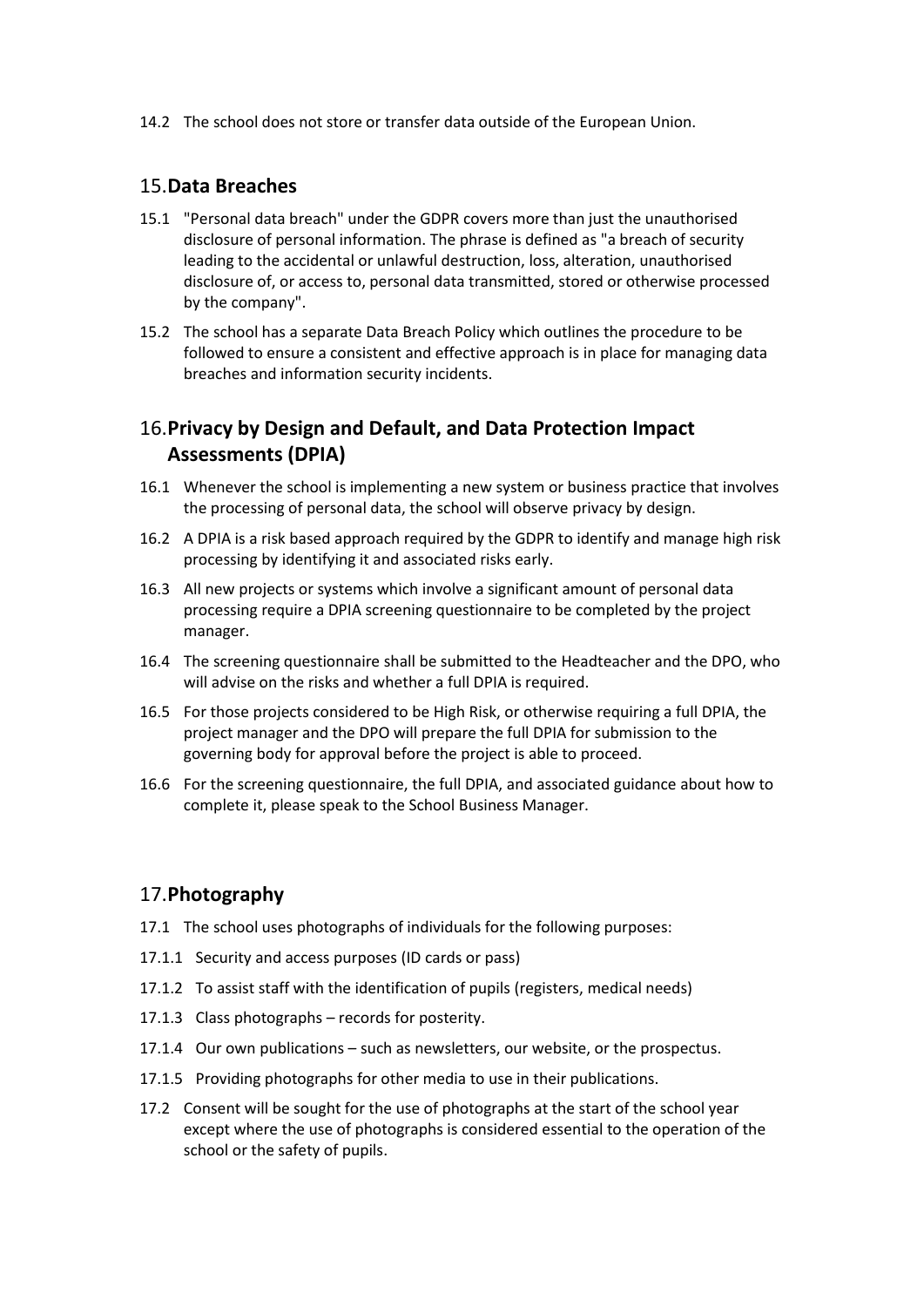14.2 The school does not store or transfer data outside of the European Union.

## 15. Data Breaches

15.1 "Personal data breach" under the GDPR covers more than just the unauthorised disclosure of personal information. The phrase is defined as "a breach of security leading to the accidental or unlawful destruction, loss, alteration, unauthorised disclosure of, or access to, personal data transmitted, stored or otherwise processed by the company".

15.2 The school has a separate Data Breach Policy which outlines the procedure to be followed to ensure a consistent and effective approach is in place for managing data breaches and information security incidents.

## 16. Privacy by Design and Default, and Data Protection Impact Assessments (DPIA)

16.1 Whenever the school is implementing a new system or business practice that involves the processing of personal data, the school will observe privacy by design.

16.2 A DPIA is a risk based approach required by the GDPR to identify and manage high risk processing by identifying it and associated risks early.

16.3 All new projects or systems which involve a significant amount of personal data processing require a DPIA screening questionnaire to be completed by the project manager.

16.4 The screening questionnaire shall be submitted to the Headteacher and the DPO, who will advise on the risks and whether a full DPIA is required.

16.5 For those projects considered to be High Risk, or otherwise requiring a full DPIA, the project manager and the DPO will prepare the full DPIA for submission to the governing body for approval before the project is able to proceed.

16.6 For the screening questionnaire, the full DPIA, and associated guidance about how to complete it, please speak to the School Business Manager.

## 17. Photography

17.1 The school uses photographs of individuals for the following purposes:

17.1.1 Security and access purposes (ID cards or pass)

17.1.2 To assist staff with the identification of pupils (registers, medical needs)

17.1.3 Class photographs – records for posterity.

17.1.4 Our own publications – such as newsletters, our website, or the prospectus.

17.1.5 Providing photographs for other media to use in their publications.

17.2 Consent will be sought for the use of photographs at the start of the school year except where the use of photographs is considered essential to the operation of the school or the safety of pupils.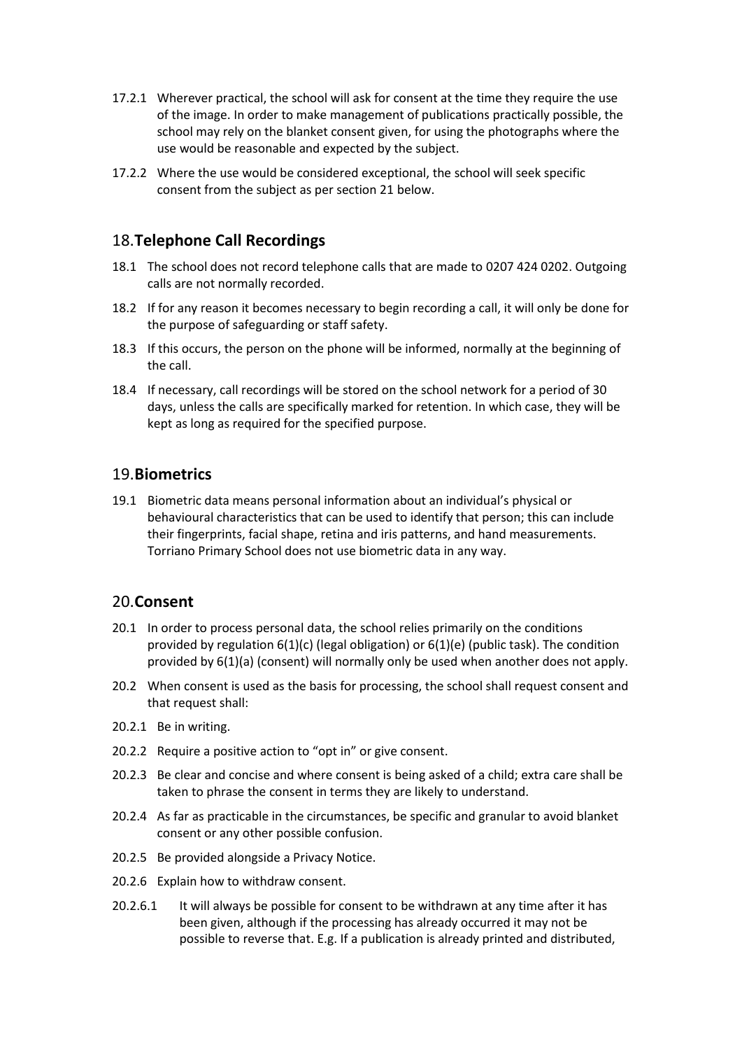17.2.1 Wherever practical, the school will ask for consent at the time they require the use of the image. In order to make management of publications practically possible, the school may rely on the blanket consent given, for using the photographs where the use would be reasonable and expected by the subject.

17.2.2 Where the use would be considered exceptional, the school will seek specific consent from the subject as per section 21 below.

## 18. **Telephone Call Recordings**

18.1 The school does not record telephone calls that are made to 0207 424 0202. Outgoing calls are not normally recorded.

18.2 If for any reason it becomes necessary to begin recording a call, it will only be done for the purpose of safeguarding or staff safety.

18.3 If this occurs, the person on the phone will be informed, normally at the beginning of the call.

18.4 If necessary, call recordings will be stored on the school network for a period of 30 days, unless the calls are specifically marked for retention. In which case, they will be kept as long as required for the specified purpose.

## 19. **Biometrics**

19.1 Biometric data means personal information about an individual's physical or behavioural characteristics that can be used to identify that person; this can include their fingerprints, facial shape, retina and iris patterns, and hand measurements. Torriano Primary School does not use biometric data in any way.

## 20. **Consent**

20.1 In order to process personal data, the school relies primarily on the conditions provided by regulation 6(1)(c) (legal obligation) or 6(1)(e) (public task). The condition provided by 6(1)(a) (consent) will normally only be used when another does not apply.

20.2 When consent is used as the basis for processing, the school shall request consent and that request shall:

20.2.1 Be in writing.

20.2.2 Require a positive action to "opt in" or give consent.

20.2.3 Be clear and concise and where consent is being asked of a child; extra care shall be taken to phrase the consent in terms they are likely to understand.

20.2.4 As far as practicable in the circumstances, be specific and granular to avoid blanket consent or any other possible confusion.

20.2.5 Be provided alongside a Privacy Notice.

20.2.6 Explain how to withdraw consent.

20.2.6.1 It will always be possible for consent to be withdrawn at any time after it has been given, although if the processing has already occurred it may not be possible to reverse that. E.g. If a publication is already printed and distributed,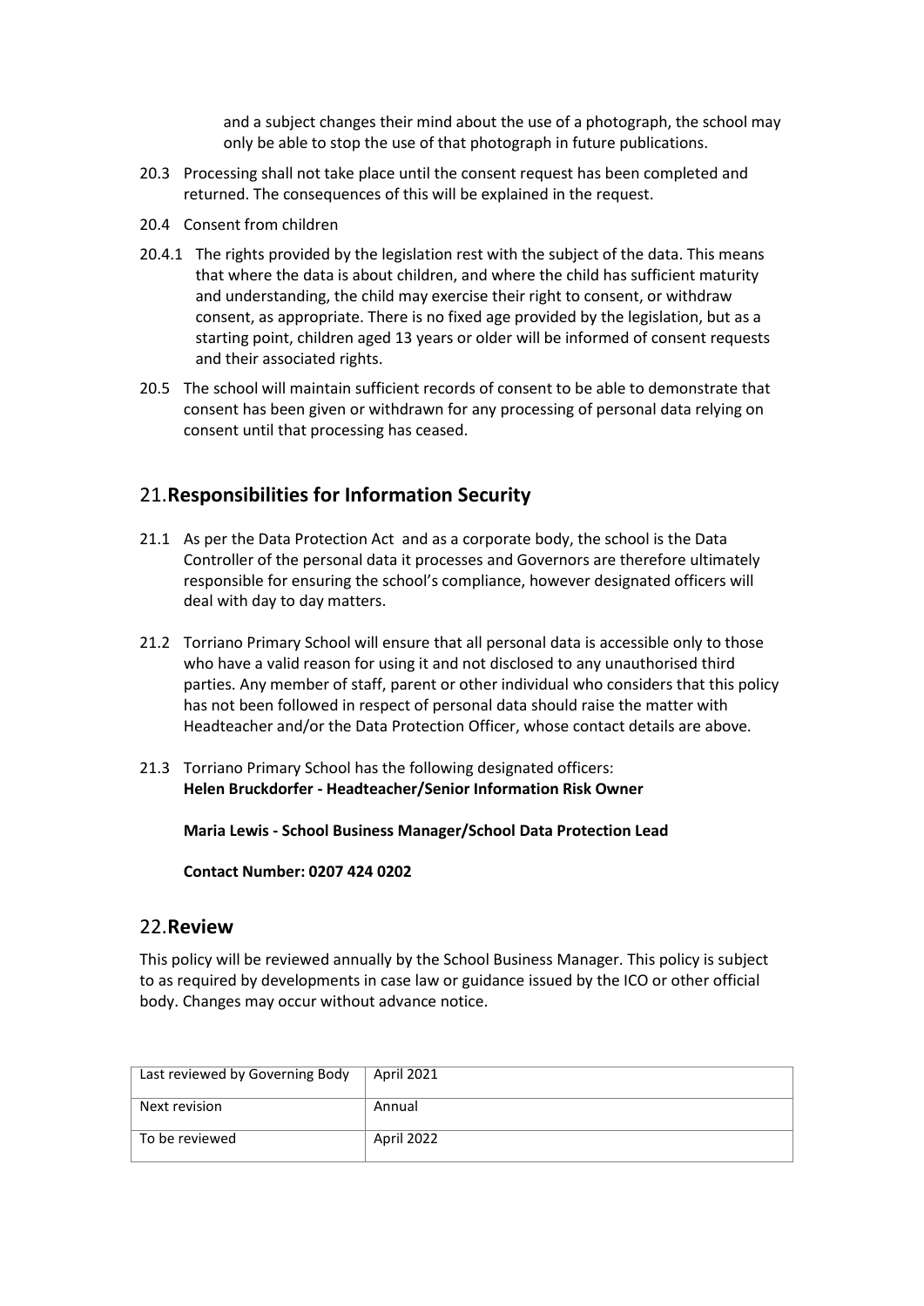and a subject changes their mind about the use of a photograph, the school may only be able to stop the use of that photograph in future publications.

20.3 Processing shall not take place until the consent request has been completed and returned. The consequences of this will be explained in the request.

20.4 Consent from children

20.4.1 The rights provided by the legislation rest with the subject of the data. This means that where the data is about children, and where the child has sufficient maturity and understanding, the child may exercise their right to consent, or withdraw consent, as appropriate. There is no fixed age provided by the legislation, but as a starting point, children aged 13 years or older will be informed of consent requests and their associated rights.

20.5 The school will maintain sufficient records of consent to be able to demonstrate that consent has been given or withdrawn for any processing of personal data relying on consent until that processing has ceased.

## 21. **Responsibilities for Information Security**

21.1 As per the Data Protection Act and as a corporate body, the school is the Data Controller of the personal data it processes and Governors are therefore ultimately responsible for ensuring the school's compliance, however designated officers will deal with day to day matters.

21.2 Torriano Primary School will ensure that all personal data is accessible only to those who have a valid reason for using it and not disclosed to any unauthorised third parties. Any member of staff, parent or other individual who considers that this policy has not been followed in respect of personal data should raise the matter with Headteacher and/or the Data Protection Officer, whose contact details are above.

21.3 Torriano Primary School has the following designated officers:
**Helen Bruckdorfer - Headteacher/Senior Information Risk Owner**

**Maria Lewis - School Business Manager/School Data Protection Lead**

**Contact Number: 0207 424 0202**

## 22. **Review**

This policy will be reviewed annually by the School Business Manager. This policy is subject to as required by developments in case law or guidance issued by the ICO or other official body. Changes may occur without advance notice.

| | |
|---|---|
| Last reviewed by Governing Body | April 2021 |
| Next revision | Annual |
| To be reviewed | April 2022 |